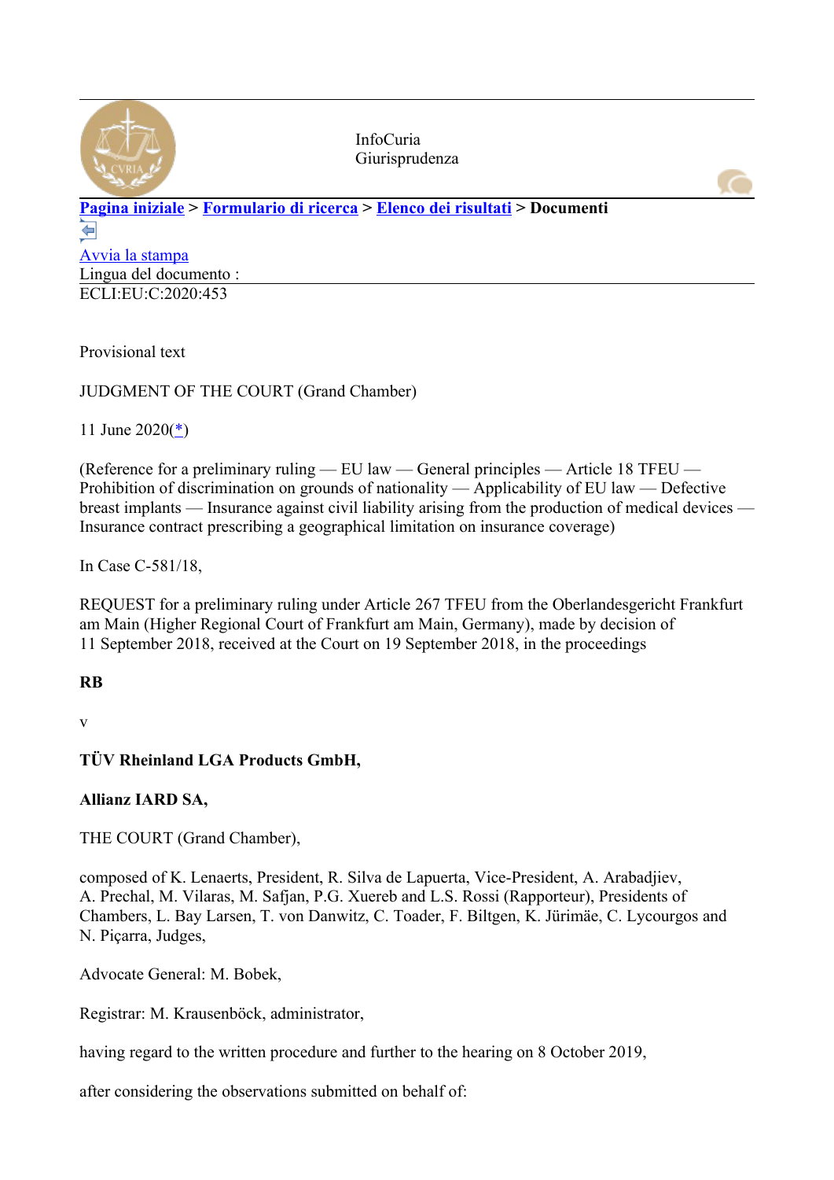InfoCuria
Giurisprudenza

**Pagina iniziale > Formulario di ricerca > Elenco dei risultati > Documenti**

Avvia la stampa

Lingua del documento :

ECLI:EU:C:2020:453

Provisional text

JUDGMENT OF THE COURT (Grand Chamber)

11 June 2020(*)

(Reference for a preliminary ruling — EU law — General principles — Article 18 TFEU — Prohibition of discrimination on grounds of nationality — Applicability of EU law — Defective breast implants — Insurance against civil liability arising from the production of medical devices — Insurance contract prescribing a geographical limitation on insurance coverage)

In Case C-581/18,

REQUEST for a preliminary ruling under Article 267 TFEU from the Oberlandesgericht Frankfurt am Main (Higher Regional Court of Frankfurt am Main, Germany), made by decision of 11 September 2018, received at the Court on 19 September 2018, in the proceedings

**RB**

v

**TÜV Rheinland LGA Products GmbH,**

**Allianz IARD SA,**

THE COURT (Grand Chamber),

composed of K. Lenaerts, President, R. Silva de Lapuerta, Vice-President, A. Arabadjiev, A. Prechal, M. Vilaras, M. Safjan, P.G. Xuereb and L.S. Rossi (Rapporteur), Presidents of Chambers, L. Bay Larsen, T. von Danwitz, C. Toader, F. Biltgen, K. Jürimäe, C. Lycourgos and N. Piçarra, Judges,

Advocate General: M. Bobek,

Registrar: M. Krausenböck, administrator,

having regard to the written procedure and further to the hearing on 8 October 2019,

after considering the observations submitted on behalf of: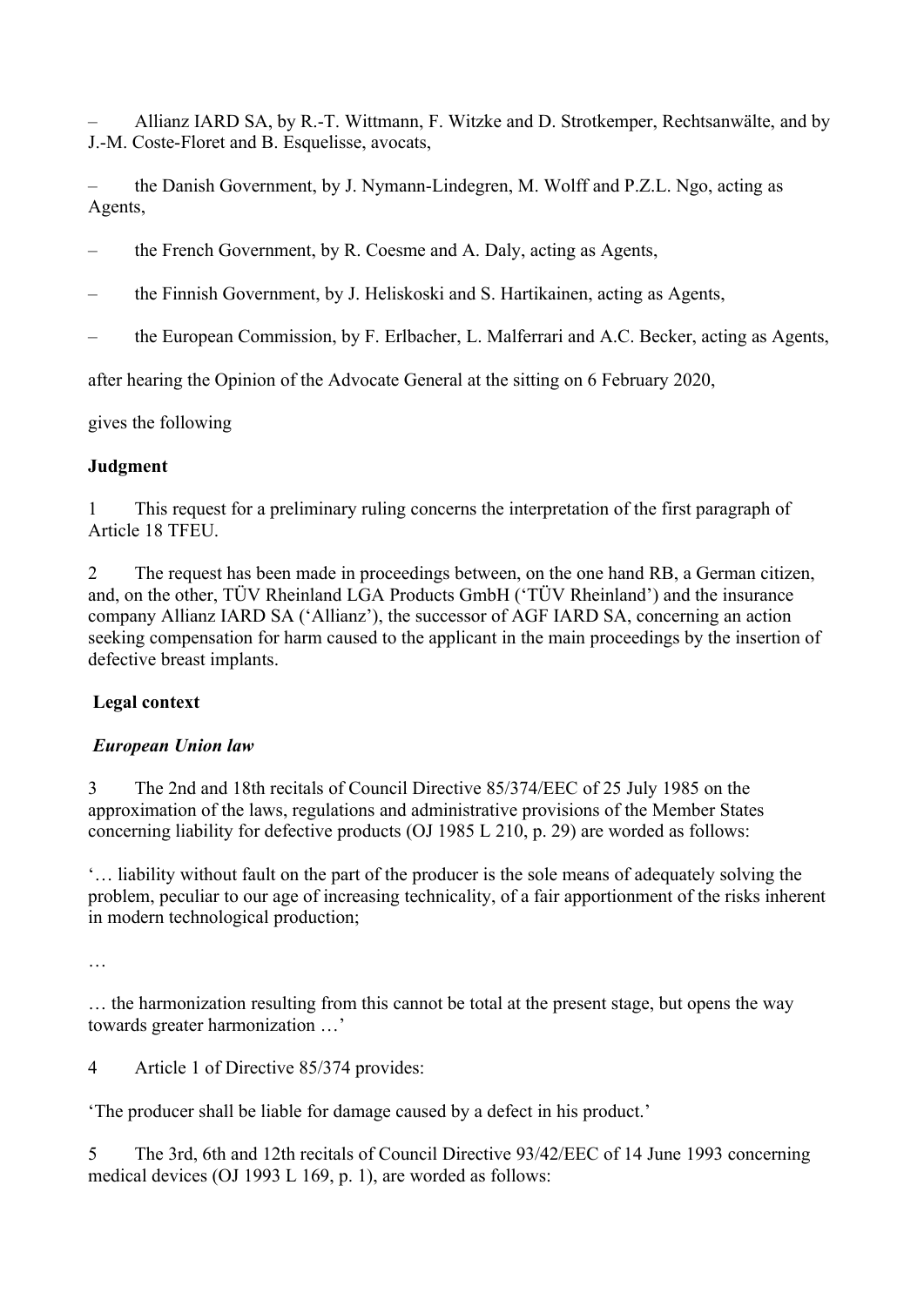– Allianz IARD SA, by R.-T. Wittmann, F. Witzke and D. Strotkemper, Rechtsanwälte, and by J.-M. Coste-Floret and B. Esquelisse, avocats,

– the Danish Government, by J. Nymann-Lindegren, M. Wolff and P.Z.L. Ngo, acting as Agents,

– the French Government, by R. Coesme and A. Daly, acting as Agents,

– the Finnish Government, by J. Heliskoski and S. Hartikainen, acting as Agents,

– the European Commission, by F. Erlbacher, L. Malferrari and A.C. Becker, acting as Agents,

after hearing the Opinion of the Advocate General at the sitting on 6 February 2020,

gives the following

**Judgment**

1 This request for a preliminary ruling concerns the interpretation of the first paragraph of Article 18 TFEU.

2 The request has been made in proceedings between, on the one hand RB, a German citizen, and, on the other, TÜV Rheinland LGA Products GmbH ('TÜV Rheinland') and the insurance company Allianz IARD SA ('Allianz'), the successor of AGF IARD SA, concerning an action seeking compensation for harm caused to the applicant in the main proceedings by the insertion of defective breast implants.

**Legal context**

***European Union law***

3 The 2nd and 18th recitals of Council Directive 85/374/EEC of 25 July 1985 on the approximation of the laws, regulations and administrative provisions of the Member States concerning liability for defective products (OJ 1985 L 210, p. 29) are worded as follows:

'… liability without fault on the part of the producer is the sole means of adequately solving the problem, peculiar to our age of increasing technicality, of a fair apportionment of the risks inherent in modern technological production;

…

… the harmonization resulting from this cannot be total at the present stage, but opens the way towards greater harmonization …'

4 Article 1 of Directive 85/374 provides:

'The producer shall be liable for damage caused by a defect in his product.'

5 The 3rd, 6th and 12th recitals of Council Directive 93/42/EEC of 14 June 1993 concerning medical devices (OJ 1993 L 169, p. 1), are worded as follows: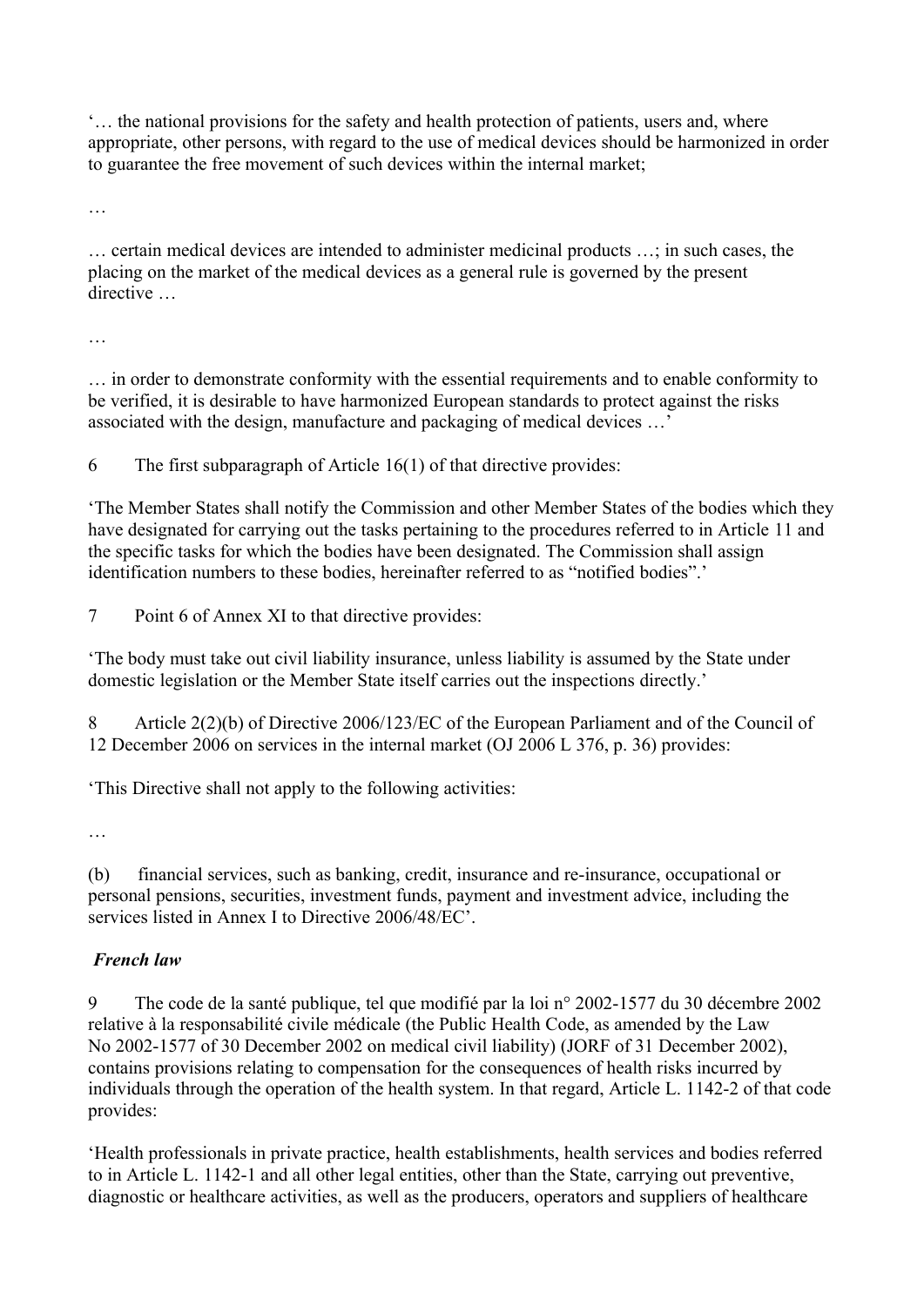'… the national provisions for the safety and health protection of patients, users and, where appropriate, other persons, with regard to the use of medical devices should be harmonized in order to guarantee the free movement of such devices within the internal market;

…

… certain medical devices are intended to administer medicinal products …; in such cases, the placing on the market of the medical devices as a general rule is governed by the present directive …

…

… in order to demonstrate conformity with the essential requirements and to enable conformity to be verified, it is desirable to have harmonized European standards to protect against the risks associated with the design, manufacture and packaging of medical devices …'

6 The first subparagraph of Article 16(1) of that directive provides:

'The Member States shall notify the Commission and other Member States of the bodies which they have designated for carrying out the tasks pertaining to the procedures referred to in Article 11 and the specific tasks for which the bodies have been designated. The Commission shall assign identification numbers to these bodies, hereinafter referred to as "notified bodies".'

7 Point 6 of Annex XI to that directive provides:

'The body must take out civil liability insurance, unless liability is assumed by the State under domestic legislation or the Member State itself carries out the inspections directly.'

8 Article 2(2)(b) of Directive 2006/123/EC of the European Parliament and of the Council of 12 December 2006 on services in the internal market (OJ 2006 L 376, p. 36) provides:

'This Directive shall not apply to the following activities:

…

(b) financial services, such as banking, credit, insurance and re-insurance, occupational or personal pensions, securities, investment funds, payment and investment advice, including the services listed in Annex I to Directive 2006/48/EC'.

***French law***

9 The code de la santé publique, tel que modifié par la loi n° 2002-1577 du 30 décembre 2002 relative à la responsabilité civile médicale (the Public Health Code, as amended by the Law No 2002-1577 of 30 December 2002 on medical civil liability) (JORF of 31 December 2002), contains provisions relating to compensation for the consequences of health risks incurred by individuals through the operation of the health system. In that regard, Article L. 1142-2 of that code provides:

'Health professionals in private practice, health establishments, health services and bodies referred to in Article L. 1142-1 and all other legal entities, other than the State, carrying out preventive, diagnostic or healthcare activities, as well as the producers, operators and suppliers of healthcare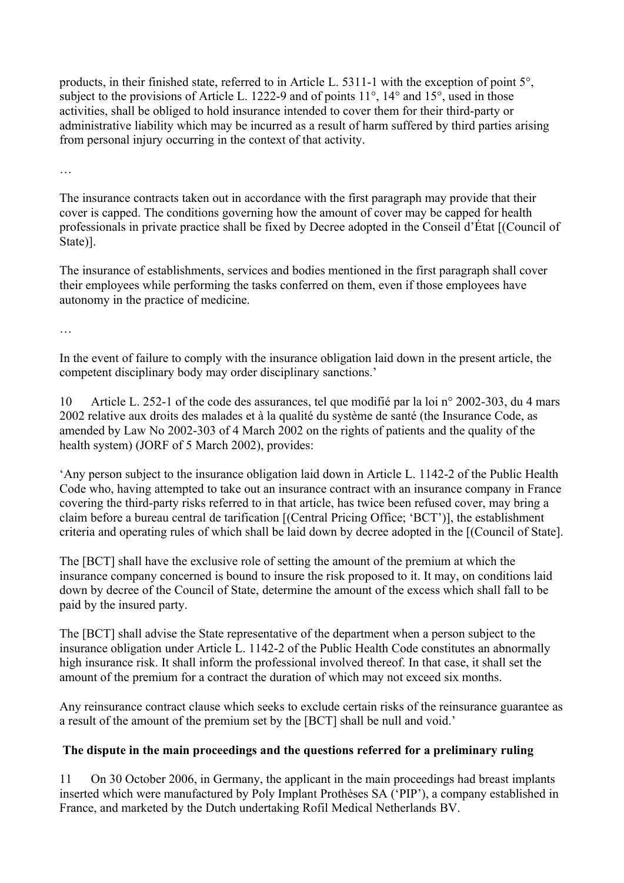products, in their finished state, referred to in Article L. 5311-1 with the exception of point 5°, subject to the provisions of Article L. 1222-9 and of points 11°, 14° and 15°, used in those activities, shall be obliged to hold insurance intended to cover them for their third-party or administrative liability which may be incurred as a result of harm suffered by third parties arising from personal injury occurring in the context of that activity.

…

The insurance contracts taken out in accordance with the first paragraph may provide that their cover is capped. The conditions governing how the amount of cover may be capped for health professionals in private practice shall be fixed by Decree adopted in the Conseil d'État [(Council of State)].

The insurance of establishments, services and bodies mentioned in the first paragraph shall cover their employees while performing the tasks conferred on them, even if those employees have autonomy in the practice of medicine.

…

In the event of failure to comply with the insurance obligation laid down in the present article, the competent disciplinary body may order disciplinary sanctions.'

10 Article L. 252-1 of the code des assurances, tel que modifié par la loi n° 2002-303, du 4 mars 2002 relative aux droits des malades et à la qualité du système de santé (the Insurance Code, as amended by Law No 2002-303 of 4 March 2002 on the rights of patients and the quality of the health system) (JORF of 5 March 2002), provides:

'Any person subject to the insurance obligation laid down in Article L. 1142-2 of the Public Health Code who, having attempted to take out an insurance contract with an insurance company in France covering the third-party risks referred to in that article, has twice been refused cover, may bring a claim before a bureau central de tarification [(Central Pricing Office; 'BCT')], the establishment criteria and operating rules of which shall be laid down by decree adopted in the [(Council of State].

The [BCT] shall have the exclusive role of setting the amount of the premium at which the insurance company concerned is bound to insure the risk proposed to it. It may, on conditions laid down by decree of the Council of State, determine the amount of the excess which shall fall to be paid by the insured party.

The [BCT] shall advise the State representative of the department when a person subject to the insurance obligation under Article L. 1142-2 of the Public Health Code constitutes an abnormally high insurance risk. It shall inform the professional involved thereof. In that case, it shall set the amount of the premium for a contract the duration of which may not exceed six months.

Any reinsurance contract clause which seeks to exclude certain risks of the reinsurance guarantee as a result of the amount of the premium set by the [BCT] shall be null and void.'

**The dispute in the main proceedings and the questions referred for a preliminary ruling**

11 On 30 October 2006, in Germany, the applicant in the main proceedings had breast implants inserted which were manufactured by Poly Implant Prothèses SA ('PIP'), a company established in France, and marketed by the Dutch undertaking Rofil Medical Netherlands BV.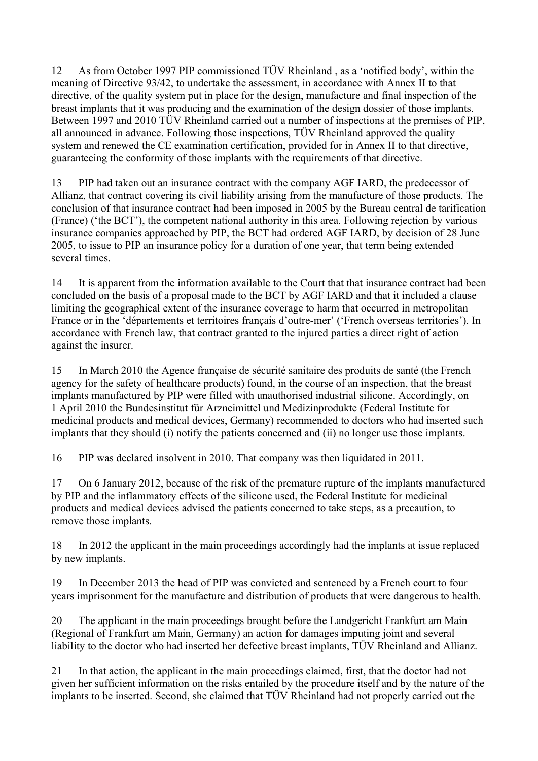12 As from October 1997 PIP commissioned TÜV Rheinland , as a 'notified body', within the meaning of Directive 93/42, to undertake the assessment, in accordance with Annex II to that directive, of the quality system put in place for the design, manufacture and final inspection of the breast implants that it was producing and the examination of the design dossier of those implants. Between 1997 and 2010 TÜV Rheinland carried out a number of inspections at the premises of PIP, all announced in advance. Following those inspections, TÜV Rheinland approved the quality system and renewed the CE examination certification, provided for in Annex II to that directive, guaranteeing the conformity of those implants with the requirements of that directive.

13 PIP had taken out an insurance contract with the company AGF IARD, the predecessor of Allianz, that contract covering its civil liability arising from the manufacture of those products. The conclusion of that insurance contract had been imposed in 2005 by the Bureau central de tarification (France) ('the BCT'), the competent national authority in this area. Following rejection by various insurance companies approached by PIP, the BCT had ordered AGF IARD, by decision of 28 June 2005, to issue to PIP an insurance policy for a duration of one year, that term being extended several times.

14 It is apparent from the information available to the Court that that insurance contract had been concluded on the basis of a proposal made to the BCT by AGF IARD and that it included a clause limiting the geographical extent of the insurance coverage to harm that occurred in metropolitan France or in the 'départements et territoires français d'outre-mer' ('French overseas territories'). In accordance with French law, that contract granted to the injured parties a direct right of action against the insurer.

15 In March 2010 the Agence française de sécurité sanitaire des produits de santé (the French agency for the safety of healthcare products) found, in the course of an inspection, that the breast implants manufactured by PIP were filled with unauthorised industrial silicone. Accordingly, on 1 April 2010 the Bundesinstitut für Arzneimittel und Medizinprodukte (Federal Institute for medicinal products and medical devices, Germany) recommended to doctors who had inserted such implants that they should (i) notify the patients concerned and (ii) no longer use those implants.

16 PIP was declared insolvent in 2010. That company was then liquidated in 2011.

17 On 6 January 2012, because of the risk of the premature rupture of the implants manufactured by PIP and the inflammatory effects of the silicone used, the Federal Institute for medicinal products and medical devices advised the patients concerned to take steps, as a precaution, to remove those implants.

18 In 2012 the applicant in the main proceedings accordingly had the implants at issue replaced by new implants.

19 In December 2013 the head of PIP was convicted and sentenced by a French court to four years imprisonment for the manufacture and distribution of products that were dangerous to health.

20 The applicant in the main proceedings brought before the Landgericht Frankfurt am Main (Regional of Frankfurt am Main, Germany) an action for damages imputing joint and several liability to the doctor who had inserted her defective breast implants, TÜV Rheinland and Allianz.

21 In that action, the applicant in the main proceedings claimed, first, that the doctor had not given her sufficient information on the risks entailed by the procedure itself and by the nature of the implants to be inserted. Second, she claimed that TÜV Rheinland had not properly carried out the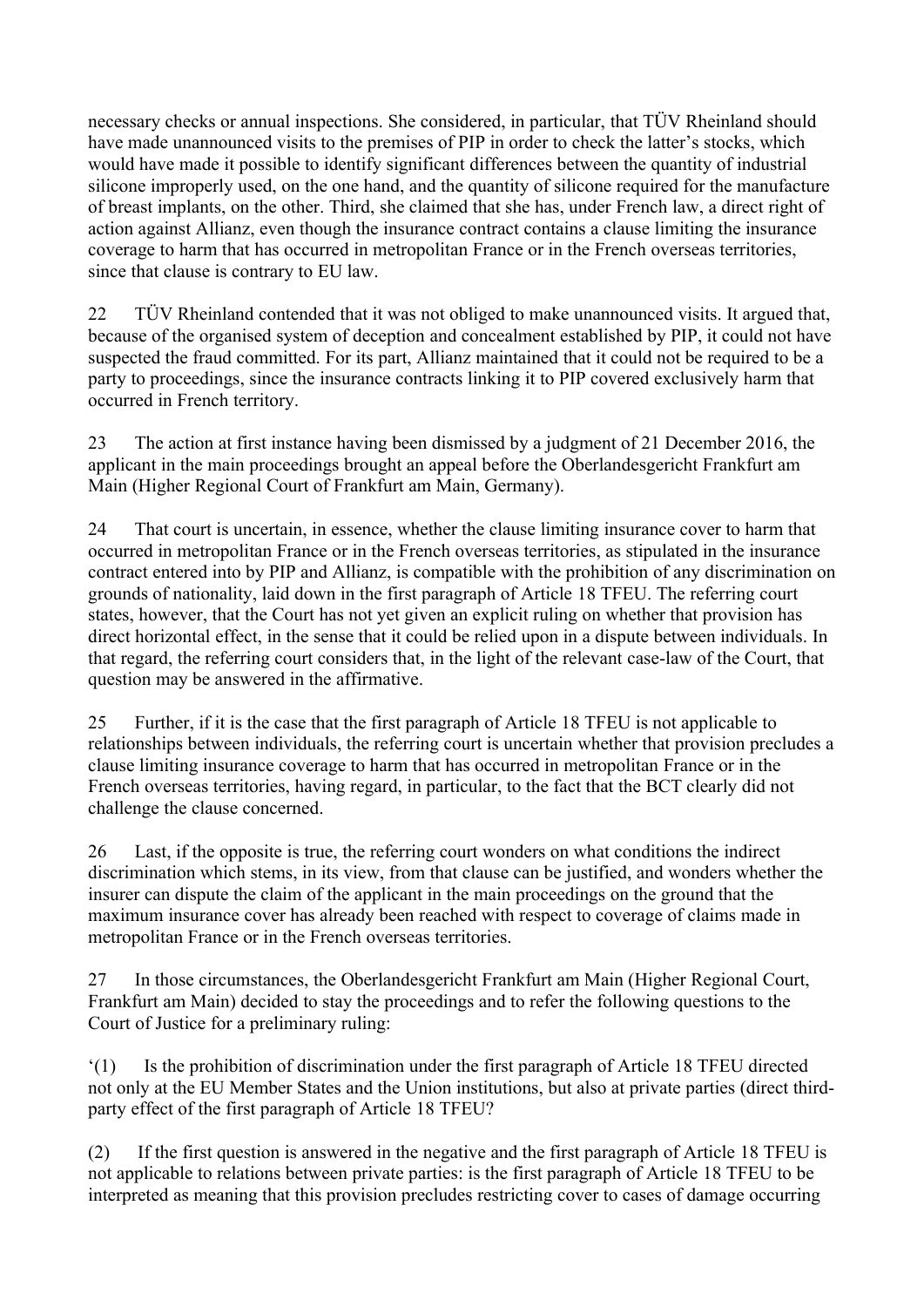necessary checks or annual inspections. She considered, in particular, that TÜV Rheinland should have made unannounced visits to the premises of PIP in order to check the latter's stocks, which would have made it possible to identify significant differences between the quantity of industrial silicone improperly used, on the one hand, and the quantity of silicone required for the manufacture of breast implants, on the other. Third, she claimed that she has, under French law, a direct right of action against Allianz, even though the insurance contract contains a clause limiting the insurance coverage to harm that has occurred in metropolitan France or in the French overseas territories, since that clause is contrary to EU law.

22 TÜV Rheinland contended that it was not obliged to make unannounced visits. It argued that, because of the organised system of deception and concealment established by PIP, it could not have suspected the fraud committed. For its part, Allianz maintained that it could not be required to be a party to proceedings, since the insurance contracts linking it to PIP covered exclusively harm that occurred in French territory.

23 The action at first instance having been dismissed by a judgment of 21 December 2016, the applicant in the main proceedings brought an appeal before the Oberlandesgericht Frankfurt am Main (Higher Regional Court of Frankfurt am Main, Germany).

24 That court is uncertain, in essence, whether the clause limiting insurance cover to harm that occurred in metropolitan France or in the French overseas territories, as stipulated in the insurance contract entered into by PIP and Allianz, is compatible with the prohibition of any discrimination on grounds of nationality, laid down in the first paragraph of Article 18 TFEU. The referring court states, however, that the Court has not yet given an explicit ruling on whether that provision has direct horizontal effect, in the sense that it could be relied upon in a dispute between individuals. In that regard, the referring court considers that, in the light of the relevant case-law of the Court, that question may be answered in the affirmative.

25 Further, if it is the case that the first paragraph of Article 18 TFEU is not applicable to relationships between individuals, the referring court is uncertain whether that provision precludes a clause limiting insurance coverage to harm that has occurred in metropolitan France or in the French overseas territories, having regard, in particular, to the fact that the BCT clearly did not challenge the clause concerned.

26 Last, if the opposite is true, the referring court wonders on what conditions the indirect discrimination which stems, in its view, from that clause can be justified, and wonders whether the insurer can dispute the claim of the applicant in the main proceedings on the ground that the maximum insurance cover has already been reached with respect to coverage of claims made in metropolitan France or in the French overseas territories.

27 In those circumstances, the Oberlandesgericht Frankfurt am Main (Higher Regional Court, Frankfurt am Main) decided to stay the proceedings and to refer the following questions to the Court of Justice for a preliminary ruling:

'(1) Is the prohibition of discrimination under the first paragraph of Article 18 TFEU directed not only at the EU Member States and the Union institutions, but also at private parties (direct third-party effect of the first paragraph of Article 18 TFEU?

(2) If the first question is answered in the negative and the first paragraph of Article 18 TFEU is not applicable to relations between private parties: is the first paragraph of Article 18 TFEU to be interpreted as meaning that this provision precludes restricting cover to cases of damage occurring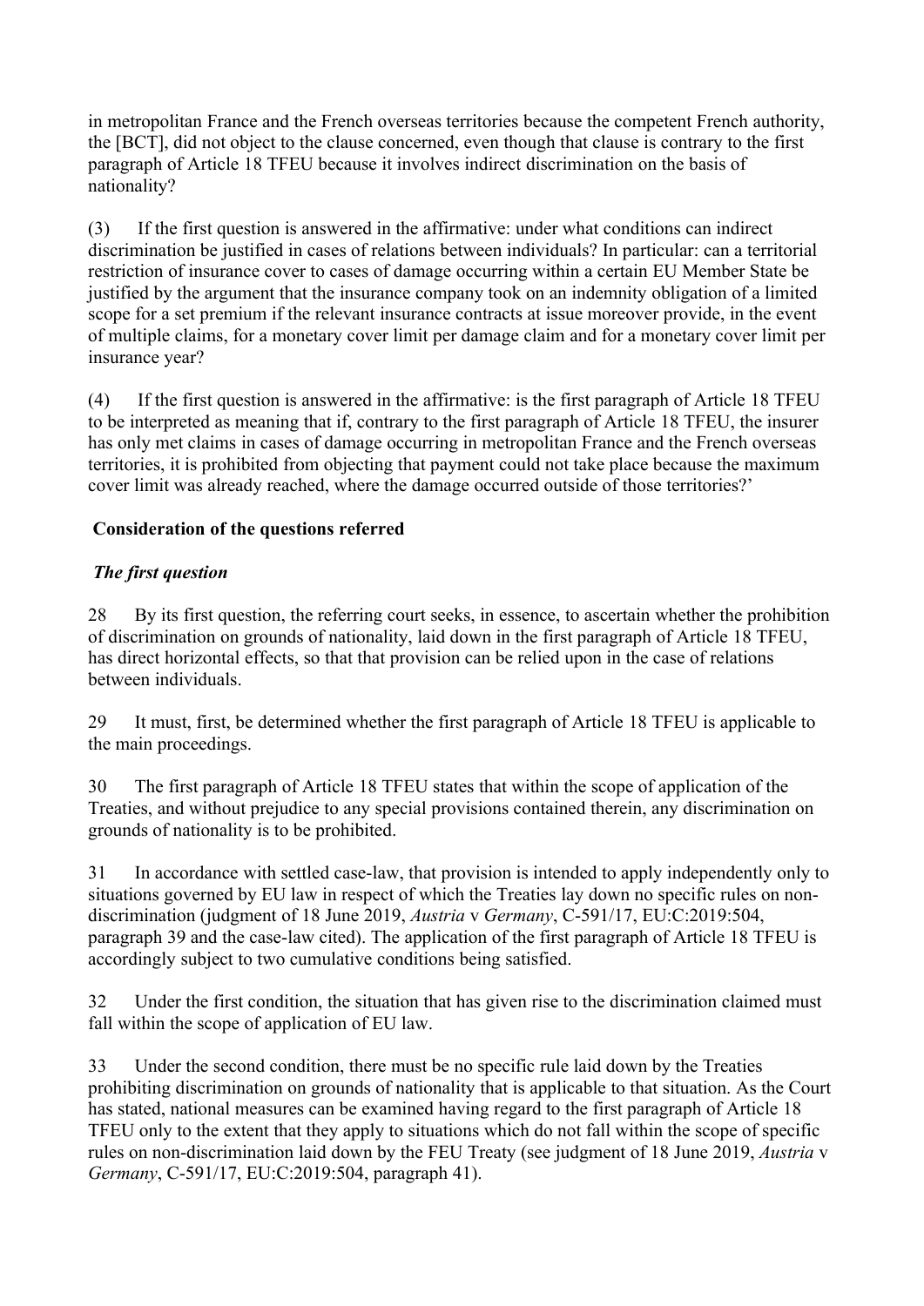in metropolitan France and the French overseas territories because the competent French authority, the [BCT], did not object to the clause concerned, even though that clause is contrary to the first paragraph of Article 18 TFEU because it involves indirect discrimination on the basis of nationality?

(3) If the first question is answered in the affirmative: under what conditions can indirect discrimination be justified in cases of relations between individuals? In particular: can a territorial restriction of insurance cover to cases of damage occurring within a certain EU Member State be justified by the argument that the insurance company took on an indemnity obligation of a limited scope for a set premium if the relevant insurance contracts at issue moreover provide, in the event of multiple claims, for a monetary cover limit per damage claim and for a monetary cover limit per insurance year?

(4) If the first question is answered in the affirmative: is the first paragraph of Article 18 TFEU to be interpreted as meaning that if, contrary to the first paragraph of Article 18 TFEU, the insurer has only met claims in cases of damage occurring in metropolitan France and the French overseas territories, it is prohibited from objecting that payment could not take place because the maximum cover limit was already reached, where the damage occurred outside of those territories?'

## Consideration of the questions referred

### *The first question*

28 By its first question, the referring court seeks, in essence, to ascertain whether the prohibition of discrimination on grounds of nationality, laid down in the first paragraph of Article 18 TFEU, has direct horizontal effects, so that that provision can be relied upon in the case of relations between individuals.

29 It must, first, be determined whether the first paragraph of Article 18 TFEU is applicable to the main proceedings.

30 The first paragraph of Article 18 TFEU states that within the scope of application of the Treaties, and without prejudice to any special provisions contained therein, any discrimination on grounds of nationality is to be prohibited.

31 In accordance with settled case-law, that provision is intended to apply independently only to situations governed by EU law in respect of which the Treaties lay down no specific rules on non-discrimination (judgment of 18 June 2019, *Austria* v *Germany*, C-591/17, EU:C:2019:504, paragraph 39 and the case-law cited). The application of the first paragraph of Article 18 TFEU is accordingly subject to two cumulative conditions being satisfied.

32 Under the first condition, the situation that has given rise to the discrimination claimed must fall within the scope of application of EU law.

33 Under the second condition, there must be no specific rule laid down by the Treaties prohibiting discrimination on grounds of nationality that is applicable to that situation. As the Court has stated, national measures can be examined having regard to the first paragraph of Article 18 TFEU only to the extent that they apply to situations which do not fall within the scope of specific rules on non-discrimination laid down by the FEU Treaty (see judgment of 18 June 2019, *Austria* v *Germany*, C-591/17, EU:C:2019:504, paragraph 41).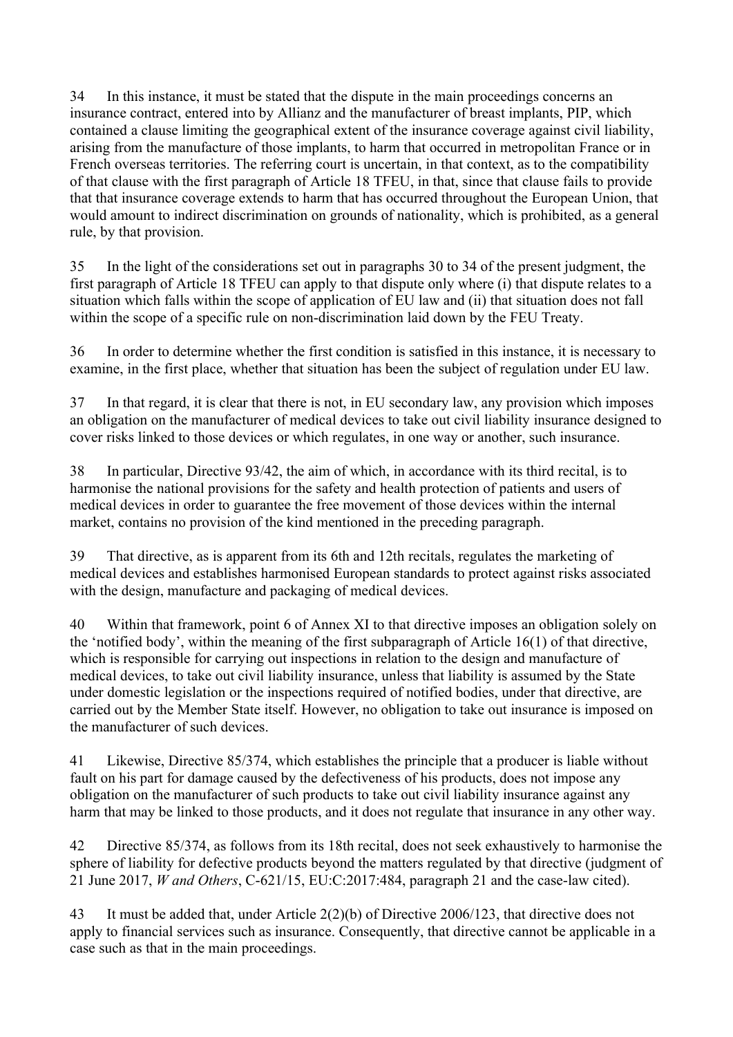34 In this instance, it must be stated that the dispute in the main proceedings concerns an insurance contract, entered into by Allianz and the manufacturer of breast implants, PIP, which contained a clause limiting the geographical extent of the insurance coverage against civil liability, arising from the manufacture of those implants, to harm that occurred in metropolitan France or in French overseas territories. The referring court is uncertain, in that context, as to the compatibility of that clause with the first paragraph of Article 18 TFEU, in that, since that clause fails to provide that that insurance coverage extends to harm that has occurred throughout the European Union, that would amount to indirect discrimination on grounds of nationality, which is prohibited, as a general rule, by that provision.

35 In the light of the considerations set out in paragraphs 30 to 34 of the present judgment, the first paragraph of Article 18 TFEU can apply to that dispute only where (i) that dispute relates to a situation which falls within the scope of application of EU law and (ii) that situation does not fall within the scope of a specific rule on non-discrimination laid down by the FEU Treaty.

36 In order to determine whether the first condition is satisfied in this instance, it is necessary to examine, in the first place, whether that situation has been the subject of regulation under EU law.

37 In that regard, it is clear that there is not, in EU secondary law, any provision which imposes an obligation on the manufacturer of medical devices to take out civil liability insurance designed to cover risks linked to those devices or which regulates, in one way or another, such insurance.

38 In particular, Directive 93/42, the aim of which, in accordance with its third recital, is to harmonise the national provisions for the safety and health protection of patients and users of medical devices in order to guarantee the free movement of those devices within the internal market, contains no provision of the kind mentioned in the preceding paragraph.

39 That directive, as is apparent from its 6th and 12th recitals, regulates the marketing of medical devices and establishes harmonised European standards to protect against risks associated with the design, manufacture and packaging of medical devices.

40 Within that framework, point 6 of Annex XI to that directive imposes an obligation solely on the 'notified body', within the meaning of the first subparagraph of Article 16(1) of that directive, which is responsible for carrying out inspections in relation to the design and manufacture of medical devices, to take out civil liability insurance, unless that liability is assumed by the State under domestic legislation or the inspections required of notified bodies, under that directive, are carried out by the Member State itself. However, no obligation to take out insurance is imposed on the manufacturer of such devices.

41 Likewise, Directive 85/374, which establishes the principle that a producer is liable without fault on his part for damage caused by the defectiveness of his products, does not impose any obligation on the manufacturer of such products to take out civil liability insurance against any harm that may be linked to those products, and it does not regulate that insurance in any other way.

42 Directive 85/374, as follows from its 18th recital, does not seek exhaustively to harmonise the sphere of liability for defective products beyond the matters regulated by that directive (judgment of 21 June 2017, *W and Others*, C-621/15, EU:C:2017:484, paragraph 21 and the case-law cited).

43 It must be added that, under Article 2(2)(b) of Directive 2006/123, that directive does not apply to financial services such as insurance. Consequently, that directive cannot be applicable in a case such as that in the main proceedings.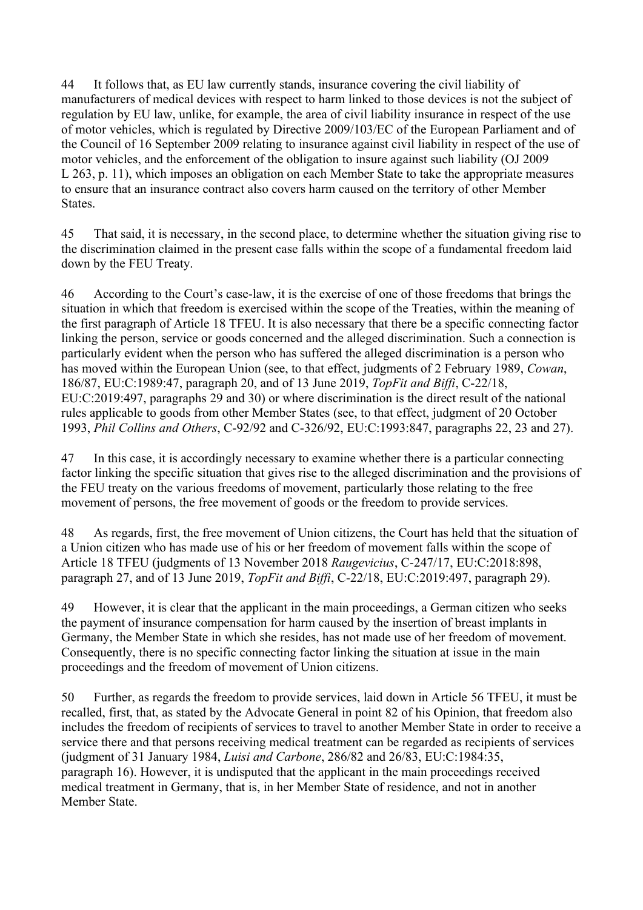44 It follows that, as EU law currently stands, insurance covering the civil liability of manufacturers of medical devices with respect to harm linked to those devices is not the subject of regulation by EU law, unlike, for example, the area of civil liability insurance in respect of the use of motor vehicles, which is regulated by Directive 2009/103/EC of the European Parliament and of the Council of 16 September 2009 relating to insurance against civil liability in respect of the use of motor vehicles, and the enforcement of the obligation to insure against such liability (OJ 2009 L 263, p. 11), which imposes an obligation on each Member State to take the appropriate measures to ensure that an insurance contract also covers harm caused on the territory of other Member States.

45 That said, it is necessary, in the second place, to determine whether the situation giving rise to the discrimination claimed in the present case falls within the scope of a fundamental freedom laid down by the FEU Treaty.

46 According to the Court's case-law, it is the exercise of one of those freedoms that brings the situation in which that freedom is exercised within the scope of the Treaties, within the meaning of the first paragraph of Article 18 TFEU. It is also necessary that there be a specific connecting factor linking the person, service or goods concerned and the alleged discrimination. Such a connection is particularly evident when the person who has suffered the alleged discrimination is a person who has moved within the European Union (see, to that effect, judgments of 2 February 1989, *Cowan*, 186/87, EU:C:1989:47, paragraph 20, and of 13 June 2019, *TopFit and Biffi*, C-22/18, EU:C:2019:497, paragraphs 29 and 30) or where discrimination is the direct result of the national rules applicable to goods from other Member States (see, to that effect, judgment of 20 October 1993, *Phil Collins and Others*, C-92/92 and C-326/92, EU:C:1993:847, paragraphs 22, 23 and 27).

47 In this case, it is accordingly necessary to examine whether there is a particular connecting factor linking the specific situation that gives rise to the alleged discrimination and the provisions of the FEU treaty on the various freedoms of movement, particularly those relating to the free movement of persons, the free movement of goods or the freedom to provide services.

48 As regards, first, the free movement of Union citizens, the Court has held that the situation of a Union citizen who has made use of his or her freedom of movement falls within the scope of Article 18 TFEU (judgments of 13 November 2018 *Raugevicius*, C-247/17, EU:C:2018:898, paragraph 27, and of 13 June 2019, *TopFit and Biffi*, C-22/18, EU:C:2019:497, paragraph 29).

49 However, it is clear that the applicant in the main proceedings, a German citizen who seeks the payment of insurance compensation for harm caused by the insertion of breast implants in Germany, the Member State in which she resides, has not made use of her freedom of movement. Consequently, there is no specific connecting factor linking the situation at issue in the main proceedings and the freedom of movement of Union citizens.

50 Further, as regards the freedom to provide services, laid down in Article 56 TFEU, it must be recalled, first, that, as stated by the Advocate General in point 82 of his Opinion, that freedom also includes the freedom of recipients of services to travel to another Member State in order to receive a service there and that persons receiving medical treatment can be regarded as recipients of services (judgment of 31 January 1984, *Luisi and Carbone*, 286/82 and 26/83, EU:C:1984:35, paragraph 16). However, it is undisputed that the applicant in the main proceedings received medical treatment in Germany, that is, in her Member State of residence, and not in another Member State.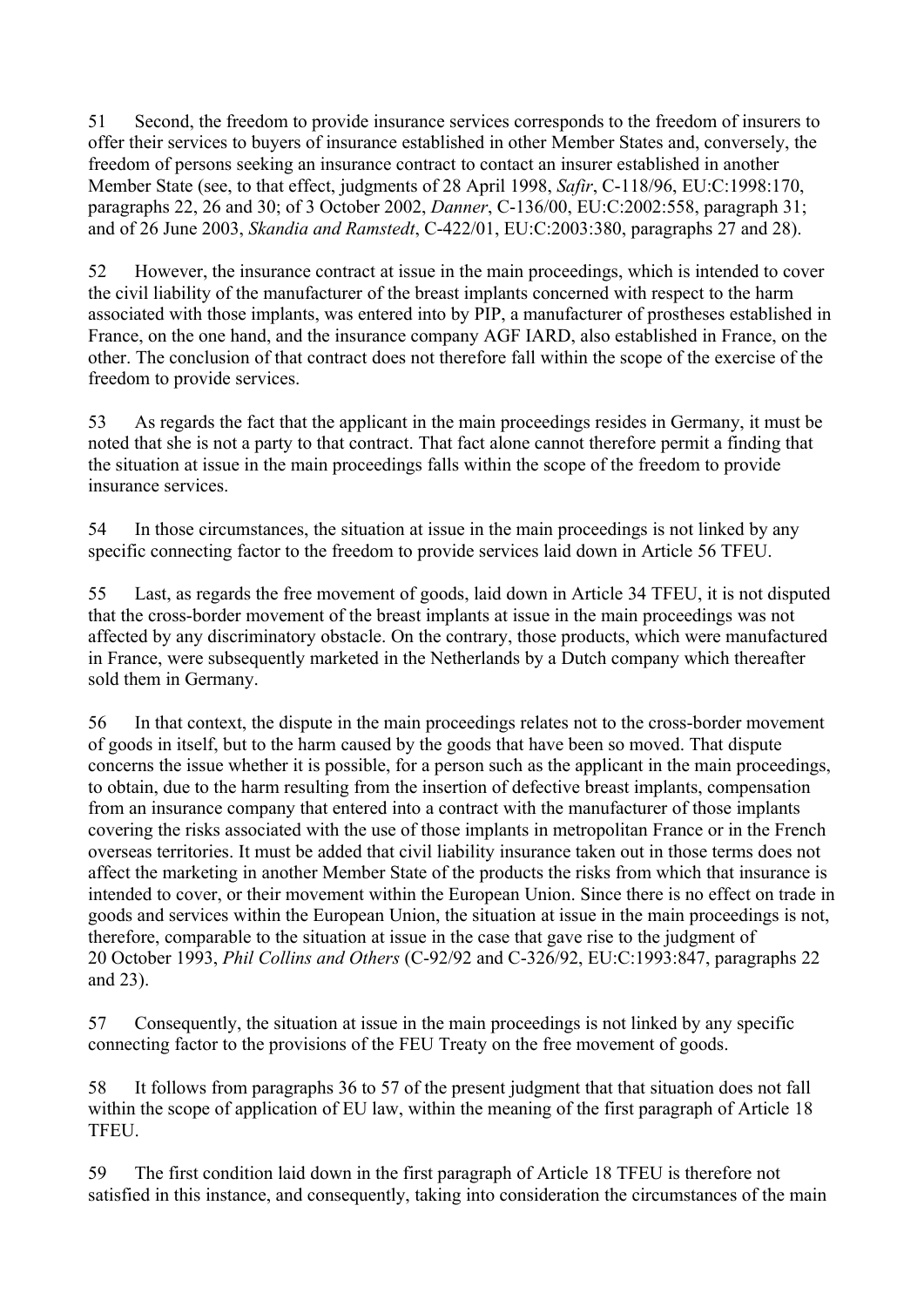51 Second, the freedom to provide insurance services corresponds to the freedom of insurers to offer their services to buyers of insurance established in other Member States and, conversely, the freedom of persons seeking an insurance contract to contact an insurer established in another Member State (see, to that effect, judgments of 28 April 1998, *Safir*, C-118/96, EU:C:1998:170, paragraphs 22, 26 and 30; of 3 October 2002, *Danner*, C-136/00, EU:C:2002:558, paragraph 31; and of 26 June 2003, *Skandia and Ramstedt*, C-422/01, EU:C:2003:380, paragraphs 27 and 28).

52 However, the insurance contract at issue in the main proceedings, which is intended to cover the civil liability of the manufacturer of the breast implants concerned with respect to the harm associated with those implants, was entered into by PIP, a manufacturer of prostheses established in France, on the one hand, and the insurance company AGF IARD, also established in France, on the other. The conclusion of that contract does not therefore fall within the scope of the exercise of the freedom to provide services.

53 As regards the fact that the applicant in the main proceedings resides in Germany, it must be noted that she is not a party to that contract. That fact alone cannot therefore permit a finding that the situation at issue in the main proceedings falls within the scope of the freedom to provide insurance services.

54 In those circumstances, the situation at issue in the main proceedings is not linked by any specific connecting factor to the freedom to provide services laid down in Article 56 TFEU.

55 Last, as regards the free movement of goods, laid down in Article 34 TFEU, it is not disputed that the cross-border movement of the breast implants at issue in the main proceedings was not affected by any discriminatory obstacle. On the contrary, those products, which were manufactured in France, were subsequently marketed in the Netherlands by a Dutch company which thereafter sold them in Germany.

56 In that context, the dispute in the main proceedings relates not to the cross-border movement of goods in itself, but to the harm caused by the goods that have been so moved. That dispute concerns the issue whether it is possible, for a person such as the applicant in the main proceedings, to obtain, due to the harm resulting from the insertion of defective breast implants, compensation from an insurance company that entered into a contract with the manufacturer of those implants covering the risks associated with the use of those implants in metropolitan France or in the French overseas territories. It must be added that civil liability insurance taken out in those terms does not affect the marketing in another Member State of the products the risks from which that insurance is intended to cover, or their movement within the European Union. Since there is no effect on trade in goods and services within the European Union, the situation at issue in the main proceedings is not, therefore, comparable to the situation at issue in the case that gave rise to the judgment of 20 October 1993, *Phil Collins and Others* (C-92/92 and C-326/92, EU:C:1993:847, paragraphs 22 and 23).

57 Consequently, the situation at issue in the main proceedings is not linked by any specific connecting factor to the provisions of the FEU Treaty on the free movement of goods.

58 It follows from paragraphs 36 to 57 of the present judgment that that situation does not fall within the scope of application of EU law, within the meaning of the first paragraph of Article 18 TFEU.

59 The first condition laid down in the first paragraph of Article 18 TFEU is therefore not satisfied in this instance, and consequently, taking into consideration the circumstances of the main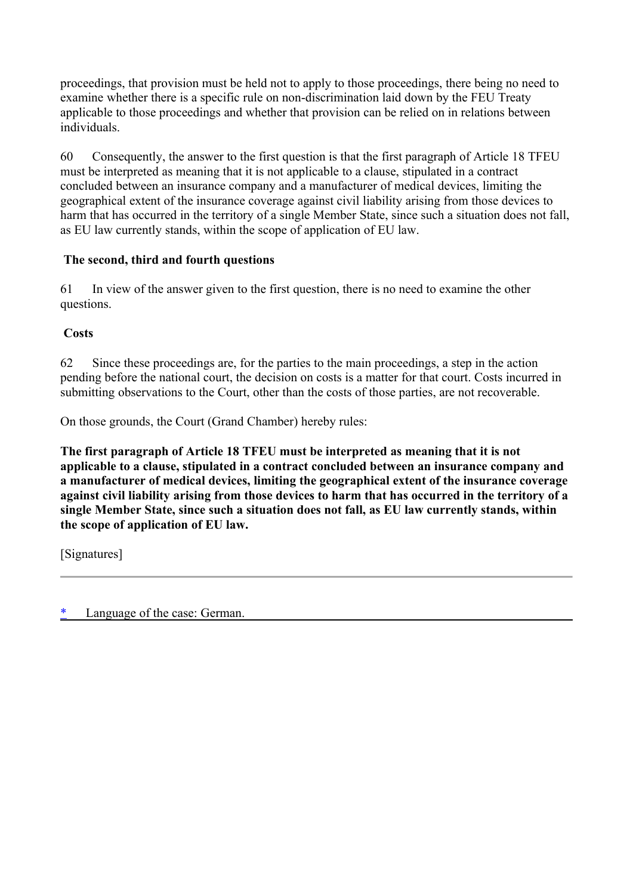proceedings, that provision must be held not to apply to those proceedings, there being no need to examine whether there is a specific rule on non-discrimination laid down by the FEU Treaty applicable to those proceedings and whether that provision can be relied on in relations between individuals.

60 Consequently, the answer to the first question is that the first paragraph of Article 18 TFEU must be interpreted as meaning that it is not applicable to a clause, stipulated in a contract concluded between an insurance company and a manufacturer of medical devices, limiting the geographical extent of the insurance coverage against civil liability arising from those devices to harm that has occurred in the territory of a single Member State, since such a situation does not fall, as EU law currently stands, within the scope of application of EU law.

**The second, third and fourth questions**

61 In view of the answer given to the first question, there is no need to examine the other questions.

**Costs**

62 Since these proceedings are, for the parties to the main proceedings, a step in the action pending before the national court, the decision on costs is a matter for that court. Costs incurred in submitting observations to the Court, other than the costs of those parties, are not recoverable.

On those grounds, the Court (Grand Chamber) hereby rules:

**The first paragraph of Article 18 TFEU must be interpreted as meaning that it is not applicable to a clause, stipulated in a contract concluded between an insurance company and a manufacturer of medical devices, limiting the geographical extent of the insurance coverage against civil liability arising from those devices to harm that has occurred in the territory of a single Member State, since such a situation does not fall, as EU law currently stands, within the scope of application of EU law.**

[Signatures]

---

* Language of the case: German.